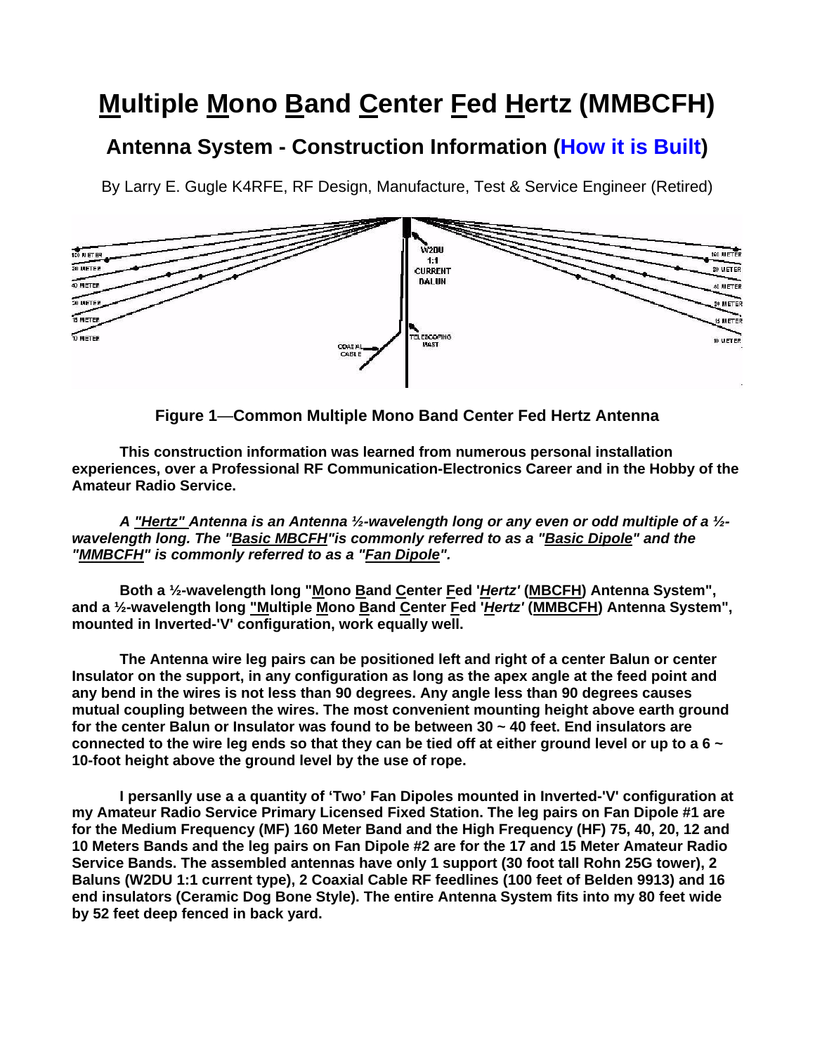# Multiple Mono Band Center Fed Hertz (MMBCFH)

## Antenna System - Construction Information (How it is Built)

By Larry E. Gugle K4RFE, RF Design, Manufacture, Test & Service Engineer (Retired)

**Figure 1—Common Multiple Mono Band Center Fed Hertz Antenna**

**This construction information was learned from numerous personal installation experiences, over a Professional RF Communication-Electronics Career and in the Hobby of the Amateur Radio Service.**

***A "Hertz" Antenna is an Antenna ½-wavelength long or any even or odd multiple of a ½-wavelength long. The "Basic MBCFH"is commonly referred to as a "Basic Dipole" and the "MMBCFH" is commonly referred to as a "Fan Dipole".***

**Both a ½-wavelength long "Mono Band Center Fed '*Hertz*' (MBCFH) Antenna System", and a ½-wavelength long "Multiple Mono Band Center Fed '*Hertz*' (MMBCFH) Antenna System", mounted in Inverted-'V' configuration, work equally well.**

**The Antenna wire leg pairs can be positioned left and right of a center Balun or center Insulator on the support, in any configuration as long as the apex angle at the feed point and any bend in the wires is not less than 90 degrees. Any angle less than 90 degrees causes mutual coupling between the wires. The most convenient mounting height above earth ground for the center Balun or Insulator was found to be between 30 ~ 40 feet. End insulators are connected to the wire leg ends so that they can be tied off at either ground level or up to a 6 ~ 10-foot height above the ground level by the use of rope.**

**I persanlly use a a quantity of 'Two' Fan Dipoles mounted in Inverted-'V' configuration at my Amateur Radio Service Primary Licensed Fixed Station. The leg pairs on Fan Dipole #1 are for the Medium Frequency (MF) 160 Meter Band and the High Frequency (HF) 75, 40, 20, 12 and 10 Meters Bands and the leg pairs on Fan Dipole #2 are for the 17 and 15 Meter Amateur Radio Service Bands. The assembled antennas have only 1 support (30 foot tall Rohn 25G tower), 2 Baluns (W2DU 1:1 current type), 2 Coaxial Cable RF feedlines (100 feet of Belden 9913) and 16 end insulators (Ceramic Dog Bone Style). The entire Antenna System fits into my 80 feet wide by 52 feet deep fenced in back yard.**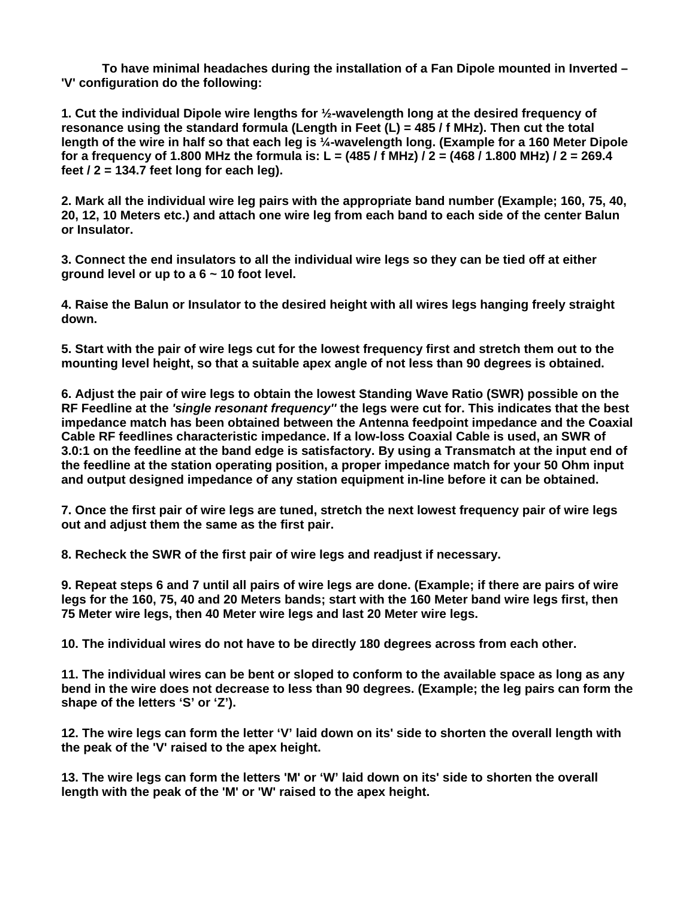**To have minimal headaches during the installation of a Fan Dipole mounted in Inverted – 'V' configuration do the following:**

**1. Cut the individual Dipole wire lengths for ½-wavelength long at the desired frequency of resonance using the standard formula (Length in Feet (L) = 485 / f MHz). Then cut the total length of the wire in half so that each leg is ¼-wavelength long. (Example for a 160 Meter Dipole for a frequency of 1.800 MHz the formula is: L = (485 / f MHz) / 2 = (468 / 1.800 MHz) / 2 = 269.4 feet / 2 = 134.7 feet long for each leg).**

**2. Mark all the individual wire leg pairs with the appropriate band number (Example; 160, 75, 40, 20, 12, 10 Meters etc.) and attach one wire leg from each band to each side of the center Balun or Insulator.**

**3. Connect the end insulators to all the individual wire legs so they can be tied off at either ground level or up to a 6 ~ 10 foot level.**

**4. Raise the Balun or Insulator to the desired height with all wires legs hanging freely straight down.**

**5. Start with the pair of wire legs cut for the lowest frequency first and stretch them out to the mounting level height, so that a suitable apex angle of not less than 90 degrees is obtained.**

**6. Adjust the pair of wire legs to obtain the lowest Standing Wave Ratio (SWR) possible on the RF Feedline at the *'single resonant frequency"* the legs were cut for. This indicates that the best impedance match has been obtained between the Antenna feedpoint impedance and the Coaxial Cable RF feedlines characteristic impedance. If a low-loss Coaxial Cable is used, an SWR of 3.0:1 on the feedline at the band edge is satisfactory. By using a Transmatch at the input end of the feedline at the station operating position, a proper impedance match for your 50 Ohm input and output designed impedance of any station equipment in-line before it can be obtained.**

**7. Once the first pair of wire legs are tuned, stretch the next lowest frequency pair of wire legs out and adjust them the same as the first pair.**

**8. Recheck the SWR of the first pair of wire legs and readjust if necessary.**

**9. Repeat steps 6 and 7 until all pairs of wire legs are done. (Example; if there are pairs of wire legs for the 160, 75, 40 and 20 Meters bands; start with the 160 Meter band wire legs first, then 75 Meter wire legs, then 40 Meter wire legs and last 20 Meter wire legs.**

**10. The individual wires do not have to be directly 180 degrees across from each other.**

**11. The individual wires can be bent or sloped to conform to the available space as long as any bend in the wire does not decrease to less than 90 degrees. (Example; the leg pairs can form the shape of the letters 'S' or 'Z').**

**12. The wire legs can form the letter 'V' laid down on its' side to shorten the overall length with the peak of the 'V' raised to the apex height.**

**13. The wire legs can form the letters 'M' or 'W' laid down on its' side to shorten the overall length with the peak of the 'M' or 'W' raised to the apex height.**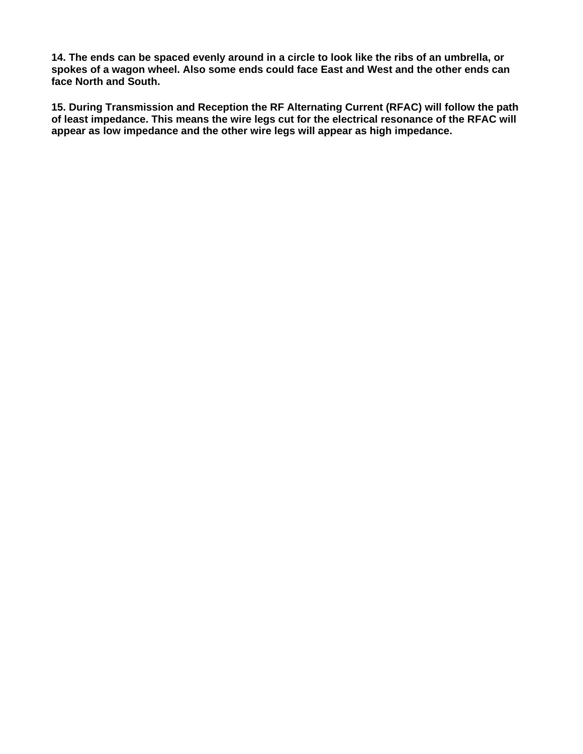**14. The ends can be spaced evenly around in a circle to look like the ribs of an umbrella, or spokes of a wagon wheel. Also some ends could face East and West and the other ends can face North and South.**

**15. During Transmission and Reception the RF Alternating Current (RFAC) will follow the path of least impedance. This means the wire legs cut for the electrical resonance of the RFAC will appear as low impedance and the other wire legs will appear as high impedance.**